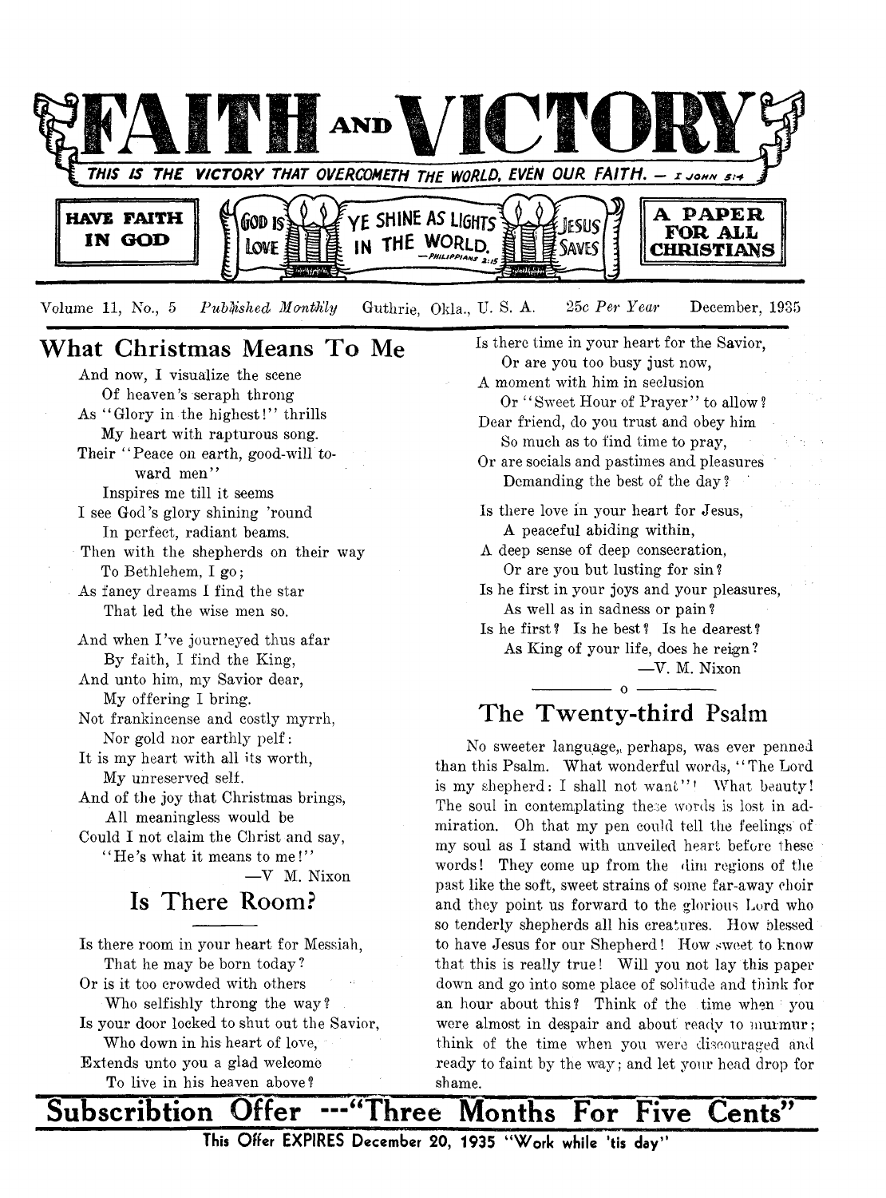# FAITH AND VICTORY

THIS IS THE VICTORY THAT OVERCOMETH THE WORLD, EVEN OUR FAITH. — I JOHN 5:4

HAVE FAITH IN GOD | GOD IS LOVE | YE SHINE AS LIGHTS IN THE WORLD. —PHILIPPIANS 2:15 | JESUS SAVES | A PAPER FOR ALL CHRISTIANS

Volume 11, No., 5 *Published Monthly* Guthrie, Okla., U. S. A. *25c Per Year* December, 1935

## What Christmas Means To Me

And now, I visualize the scene
Of heaven's seraph throng
As "Glory in the highest!" thrills
My heart with rapturous song.
Their "Peace on earth, good-will toward men"
Inspires me till it seems
I see God's glory shining 'round
In perfect, radiant beams.
Then with the shepherds on their way
To Bethlehem, I go;
As fancy dreams I find the star
That led the wise men so.

And when I've journeyed thus afar
By faith, I find the King,
And unto him, my Savior dear,
My offering I bring.
Not frankincense and costly myrrh,
Nor gold nor earthly pelf:
It is my heart with all its worth,
My unreserved self.
And of the joy that Christmas brings,
All meaningless would be
Could I not claim the Christ and say,
"He's what it means to me!"

—V M. Nixon

## Is There Room?

Is there room in your heart for Messiah,
That he may be born today?
Or is it too crowded with others
Who selfishly throng the way?
Is your door locked to shut out the Savior,
Who down in his heart of love,
Extends unto you a glad welcome
To live in his heaven above?

Is there time in your heart for the Savior,
Or are you too busy just now,
A moment with him in seclusion
Or "Sweet Hour of Prayer" to allow?
Dear friend, do you trust and obey him
So much as to find time to pray,
Or are socials and pastimes and pleasures
Demanding the best of the day?

Is there love in your heart for Jesus,
A peaceful abiding within,
A deep sense of deep consecration,
Or are you but lusting for sin?
Is he first in your joys and your pleasures,
As well as in sadness or pain?
Is he first? Is he best? Is he dearest?
As King of your life, does he reign?

—V. M. Nixon

o

## The Twenty-third Psalm

No sweeter language,, perhaps, was ever penned than this Psalm. What wonderful words, "The Lord is my shepherd: I shall not want"! What beauty! The soul in contemplating these words is lost in admiration. Oh that my pen could tell the feelings of my soul as I stand with unveiled heart before these words! They come up from the dim regions of the past like the soft, sweet strains of some far-away choir and they point us forward to the glorious Lord who so tenderly shepherds all his creatures. How blessed to have Jesus for our Shepherd! How sweet to know that this is really true! Will you not lay this paper down and go into some place of solitude and think for an hour about this? Think of the time when you were almost in despair and about ready to murmur; think of the time when you were discouraged and ready to faint by the way; and let your head drop for shame.

**Subscribtion Offer ---"Three Months For Five Cents"**

**This Offer EXPIRES December 20, 1935 "Work while 'tis day"**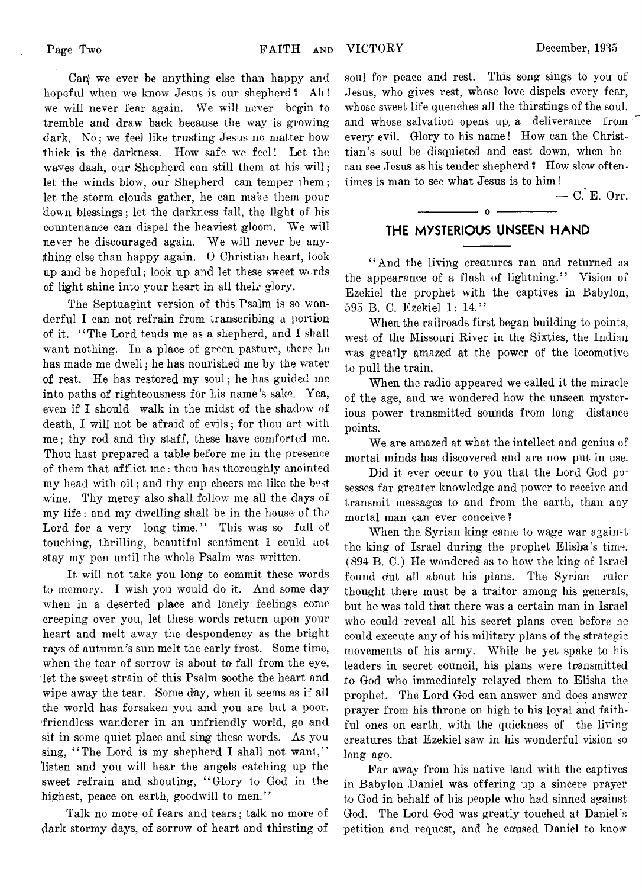Can we ever be anything else than happy and hopeful when we know Jesus is our shepherd? Ah! we will never fear again. We will never begin to tremble and draw back because the way is growing dark. No; we feel like trusting Jesus no matter how thick is the darkness. How safe we feel! Let the waves dash, our Shepherd can still them at his will; let the winds blow, our Shepherd can temper them; let the storm clouds gather, he can make them pour down blessings; let the darkness fall, the light of his countenance can dispel the heaviest gloom. We will never be discouraged again. We will never be anything else than happy again. O Christian heart, look up and be hopeful; look up and let these sweet words of light shine into your heart in all their glory.

The Septuagint version of this Psalm is so wonderful I can not refrain from transcribing a portion of it. "The Lord tends me as a shepherd, and I shall want nothing. In a place of green pasture, there he has made me dwell; he has nourished me by the water of rest. He has restored my soul; he has guided me into paths of righteousness for his name's sake. Yea, even if I should walk in the midst of the shadow of death, I will not be afraid of evils; for thou art with me; thy rod and thy staff, these have comforted me. Thou hast prepared a table before me in the presence of them that afflict me: thou has thoroughly anointed my head with oil; and thy cup cheers me like the best wine. Thy mercy also shall follow me all the days of my life: and my dwelling shall be in the house of the Lord for a very long time." This was so full of touching, thrilling, beautiful sentiment I could not stay my pen until the whole Psalm was written.

It will not take you long to commit these words to memory. I wish you would do it. And some day when in a deserted place and lonely feelings come creeping over you, let these words return upon your heart and melt away the despondency as the bright rays of autumn's sun melt the early frost. Some time, when the tear of sorrow is about to fall from the eye, let the sweet strain of this Psalm soothe the heart and wipe away the tear. Some day, when it seems as if all the world has forsaken you and you are but a poor, friendless wanderer in an unfriendly world, go and sit in some quiet place and sing these words. As you sing, "The Lord is my shepherd I shall not want," listen and you will hear the angels catching up the sweet refrain and shouting, "Glory to God in the highest, peace on earth, goodwill to men."

Talk no more of fears and tears; talk no more of dark stormy days, of sorrow of heart and thirsting of soul for peace and rest. This song sings to you of Jesus, who gives rest, whose love dispels every fear, whose sweet life quenches all the thirstings of the soul. and whose salvation opens up a deliverance from every evil. Glory to his name! How can the Christian's soul be disquieted and cast down, when he can see Jesus as his tender shepherd? How slow oftentimes is man to see what Jesus is to him!

— C. E. Orr.

## THE MYSTERIOUS UNSEEN HAND

"And the living creatures ran and returned as the appearance of a flash of lightning." Vision of Ezekiel the prophet with the captives in Babylon, 595 B. C. Ezekiel 1: 14."

When the railroads first began building to points, west of the Missouri River in the Sixties, the Indian was greatly amazed at the power of the locomotive to pull the train.

When the radio appeared we called it the miracle of the age, and we wondered how the unseen mysterious power transmitted sounds from long distance points.

We are amazed at what the intellect and genius of mortal minds has discovered and are now put in use.

Did it ever occur to you that the Lord God possesses far greater knowledge and power to receive and transmit messages to and from the earth, than any mortal man can ever conceive?

When the Syrian king came to wage war against the king of Israel during the prophet Elisha's time. (894 B. C.) He wondered as to how the king of Israel found out all about his plans. The Syrian ruler thought there must be a traitor among his generals, but he was told that there was a certain man in Israel who could reveal all his secret plans even before he could execute any of his military plans of the strategic movements of his army. While he yet spake to his leaders in secret council, his plans were transmitted to God who immediately relayed them to Elisha the prophet. The Lord God can answer and does answer prayer from his throne on high to his loyal and faithful ones on earth, with the quickness of the living creatures that Ezekiel saw in his wonderful vision so long ago.

Far away from his native land with the captives in Babylon Daniel was offering up a sincere prayer to God in behalf of his people who had sinned against God. The Lord God was greatly touched at Daniel's petition and request, and he caused Daniel to know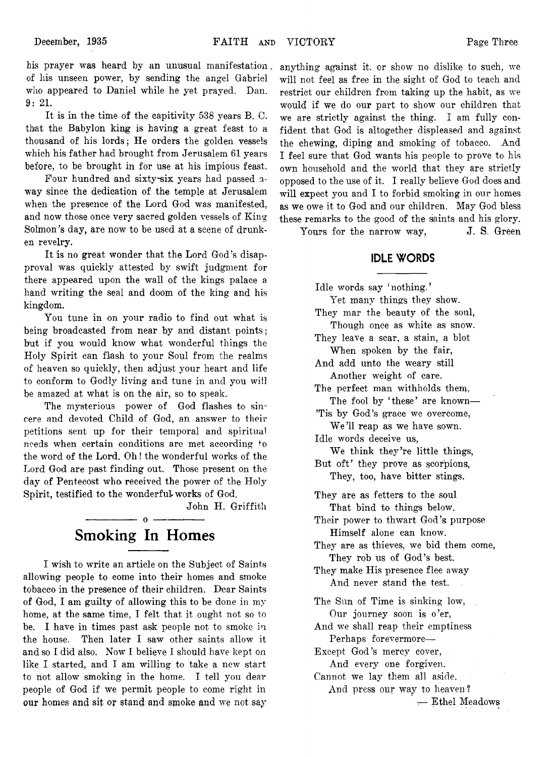his prayer was heard by an unusual manifestation, of his unseen power, by sending the angel Gabriel who appeared to Daniel while he yet prayed. Dan. 9: 21.

It is in the time of the capitivity 538 years B. C. that the Babylon king is having a great feast to a thousand of his lords; He orders the golden vessels which his father had brought from Jerusalem 61 years before, to be brought in for use at his impious feast.

Four hundred and sixty-six years had passed away since the dedication of the temple at Jerusalem when the presence of the Lord God was manifested, and now those once very sacred golden vessels of King Solmon's day, are now to be used at a scene of drunken revelry.

It is no great wonder that the Lord God's disapproval was quickly attested by swift judgment for there appeared upon the wall of the kings palace a hand writing the seal and doom of the king and his kingdom.

You tune in on your radio to find out what is being broadcasted from near by and distant points; but if you would know what wonderful things the Holy Spirit can flash to your Soul from the realms of heaven so quickly, then adjust your heart and life to conform to Godly living and tune in and you will be amazed at what is on the air, so to speak.

The mysterious power of God flashes to sincere and devoted Child of God, an answer to their petitions sent up for their temporal and spiritual needs when certain conditions are met according to the word of the Lord. Oh! the wonderful works of the Lord God are past finding out. Those present on the day of Pentecost who received the power of the Holy Spirit, testified to the wonderful works of God.

John H. Griffith

## Smoking In Homes

I wish to write an article on the Subject of Saints allowing people to come into their homes and smoke tobacco in the presence of their children. Dear Saints of God, I am guilty of allowing this to be done in my home, at the same time, I felt that it ought not so to be. I have in times past ask people not to smoke in the house. Then later I saw other saints allow it and so I did also. Now I believe I should have kept on like I started, and I am willing to take a new start to not allow smoking in the home. I tell you dear people of God if we permit people to come right in our homes and sit or stand and smoke and we not say anything against it. or show no dislike to such, we will not feel as free in the sight of God to teach and restrict our children from taking up the habit, as we would if we do our part to show our children that we are strictly against the thing. I am fully confident that God is altogether displeased and against the chewing, diping and smoking of tobacco. And I feel sure that God wants his people to prove to his own household and the world that they are strictly opposed to the use of it. I really believe God does and will expect you and I to forbid smoking in our homes as we owe it to God and our children. May God bless these remarks to the good of the saints and his glory.

Yours for the narrow way, J. S. Green

## IDLE WORDS

Idle words say 'nothing.'
Yet many things they show.
They mar the beauty of the soul,
Though once as white as snow.
They leave a scar, a stain, a blot
When spoken by the fair,
And add unto the weary still
Another weight of care.
The perfect man withholds them,
The fool by 'these' are known—
'Tis by God's grace we overcome,
We'll reap as we have sown.
Idle words deceive us,
We think they're little things,
But oft' they prove as scorpions,
They, too, have bitter stings.

They are as fetters to the soul
That bind to things below.
Their power to thwart God's purpose
Himself alone can know.
They are as thieves, we bid them come,
They rob us of God's best.
They make His presence flee away
And never stand the test.

The Sun of Time is sinking low,
Our journey soon is o'er,
And we shall reap their emptiness
Perhaps forevermore—
Except God's mercy cover,
And every one forgiven.
Cannot we lay them all aside,
And press our way to heaven?

— Ethel Meadows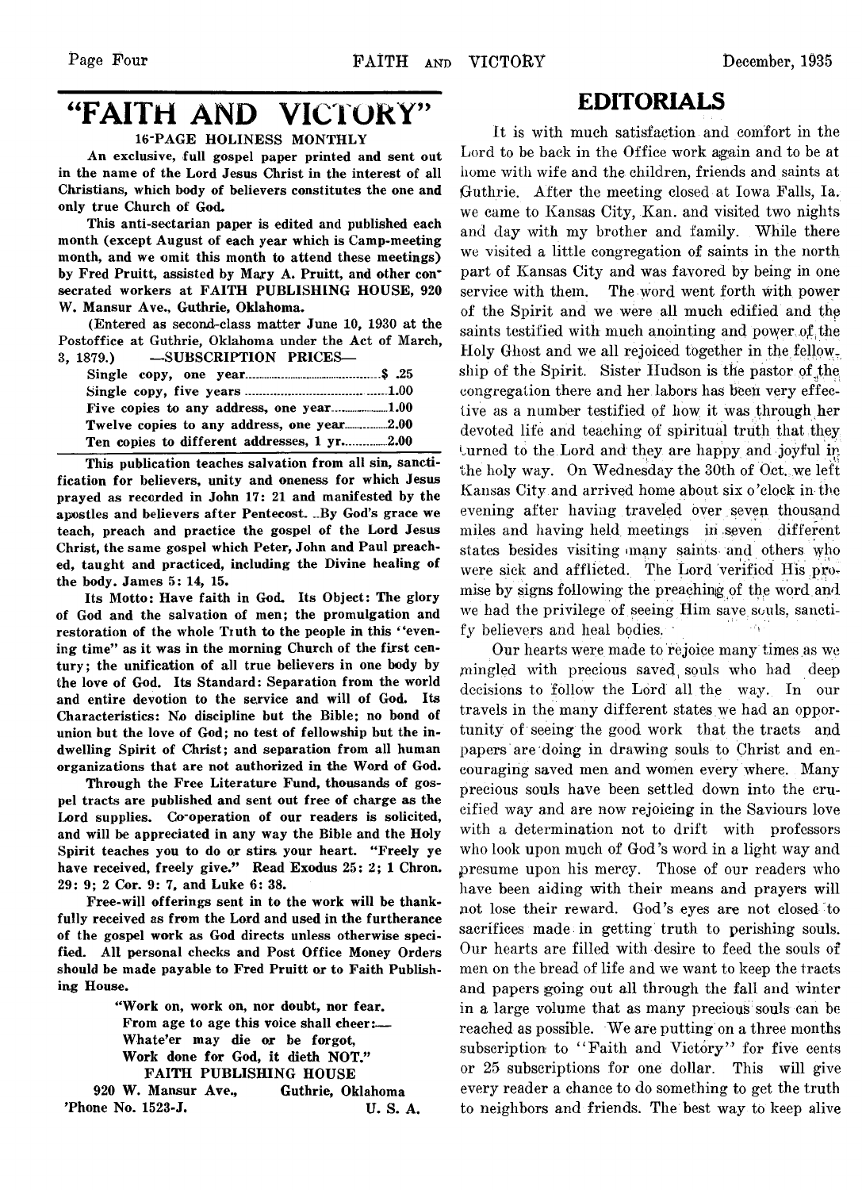# "FAITH AND VICTORY"

**16-PAGE HOLINESS MONTHLY**

**An exclusive, full gospel paper printed and sent out in the name of the Lord Jesus Christ in the interest of all Christians, which body of believers constitutes the one and only true Church of God.**

**This anti-sectarian paper is edited and published each month (except August of each year which is Camp-meeting month, and we omit this month to attend these meetings) by Fred Pruitt, assisted by Mary A. Pruitt, and other consecrated workers at FAITH PUBLISHING HOUSE, 920 W. Mansur Ave., Guthrie, Oklahoma.**

**(Entered as second-class matter June 10, 1930 at the Postoffice at Guthrie, Oklahoma under the Act of March, 3, 1879.) —SUBSCRIPTION PRICES—**

| | |
|---|---|
| **Single copy, one year** | **$ .25** |
| **Single copy, five years** | **1.00** |
| **Five copies to any address, one year** | **1.00** |
| **Twelve copies to any address, one year** | **2.00** |
| **Ten copies to different addresses, 1 yr.** | **2.00** |

**This publication teaches salvation from all sin, sanctification for believers, unity and oneness for which Jesus prayed as recorded in John 17: 21 and manifested by the apostles and believers after Pentecost. By God's grace we teach, preach and practice the gospel of the Lord Jesus Christ, the same gospel which Peter, John and Paul preached, taught and practiced, including the Divine healing of the body. James 5: 14, 15.**

**Its Motto: Have faith in God. Its Object: The glory of God and the salvation of men; the promulgation and restoration of the whole Truth to the people in this "evening time" as it was in the morning Church of the first century; the unification of all true believers in one body by the love of God. Its Standard: Separation from the world and entire devotion to the service and will of God. Its Characteristics: No discipline but the Bible; no bond of union but the love of God; no test of fellowship but the indwelling Spirit of Christ; and separation from all human organizations that are not authorized in the Word of God.**

**Through the Free Literature Fund, thousands of gospel tracts are published and sent out free of charge as the Lord supplies. Co-operation of our readers is solicited, and will be appreciated in any way the Bible and the Holy Spirit teaches you to do or stirs your heart. "Freely ye have received, freely give." Read Exodus 25: 2; 1 Chron. 29: 9; 2 Cor. 9: 7, and Luke 6: 38.**

**Free-will offerings sent in to the work will be thankfully received as from the Lord and used in the furtherance of the gospel work as God directs unless otherwise specified. All personal checks and Post Office Money Orders should be made payable to Fred Pruitt or to Faith Publishing House.**

> **"Work on, work on, nor doubt, nor fear.**
> **From age to age this voice shall cheer:—**
> **Whate'er may die or be forgot,**
> **Work done for God, it dieth NOT."**

**FAITH PUBLISHING HOUSE**
**920 W. Mansur Ave., Guthrie, Oklahoma**
**'Phone No. 1523-J. U. S. A.**

## EDITORIALS

It is with much satisfaction and comfort in the Lord to be back in the Office work again and to be at home with wife and the children, friends and saints at Guthrie. After the meeting closed at Iowa Falls, Ia. we came to Kansas City, Kan. and visited two nights and day with my brother and family. While there we visited a little congregation of saints in the north part of Kansas City and was favored by being in one service with them. The word went forth with power of the Spirit and we were all much edified and the saints testified with much anointing and power of the Holy Ghost and we all rejoiced together in the fellowship of the Spirit. Sister Hudson is the pastor of the congregation there and her labors has been very effective as a number testified of how it was through her devoted life and teaching of spiritual truth that they turned to the Lord and they are happy and joyful in the holy way. On Wednesday the 30th of Oct. we left Kansas City and arrived home about six o'clock in the evening after having traveled over seven thousand miles and having held meetings in seven different states besides visiting many saints and others who were sick and afflicted. The Lord verified His promise by signs following the preaching of the word and we had the privilege of seeing Him save souls, sanctify believers and heal bodies.

Our hearts were made to rejoice many times as we mingled with precious saved souls who had deep decisions to follow the Lord all the way. In our travels in the many different states we had an opportunity of seeing the good work that the tracts and papers are doing in drawing souls to Christ and encouraging saved men and women every where. Many precious souls have been settled down into the crucified way and are now rejoicing in the Saviours love with a determination not to drift with professors who look upon much of God's word in a light way and presume upon his mercy. Those of our readers who have been aiding with their means and prayers will not lose their reward. God's eyes are not closed to sacrifices made in getting truth to perishing souls. Our hearts are filled with desire to feed the souls of men on the bread of life and we want to keep the tracts and papers going out all through the fall and winter in a large volume that as many precious souls can be reached as possible. We are putting on a three months subscription to "Faith and Victory" for five cents or 25 subscriptions for one dollar. This will give every reader a chance to do something to get the truth to neighbors and friends. The best way to keep alive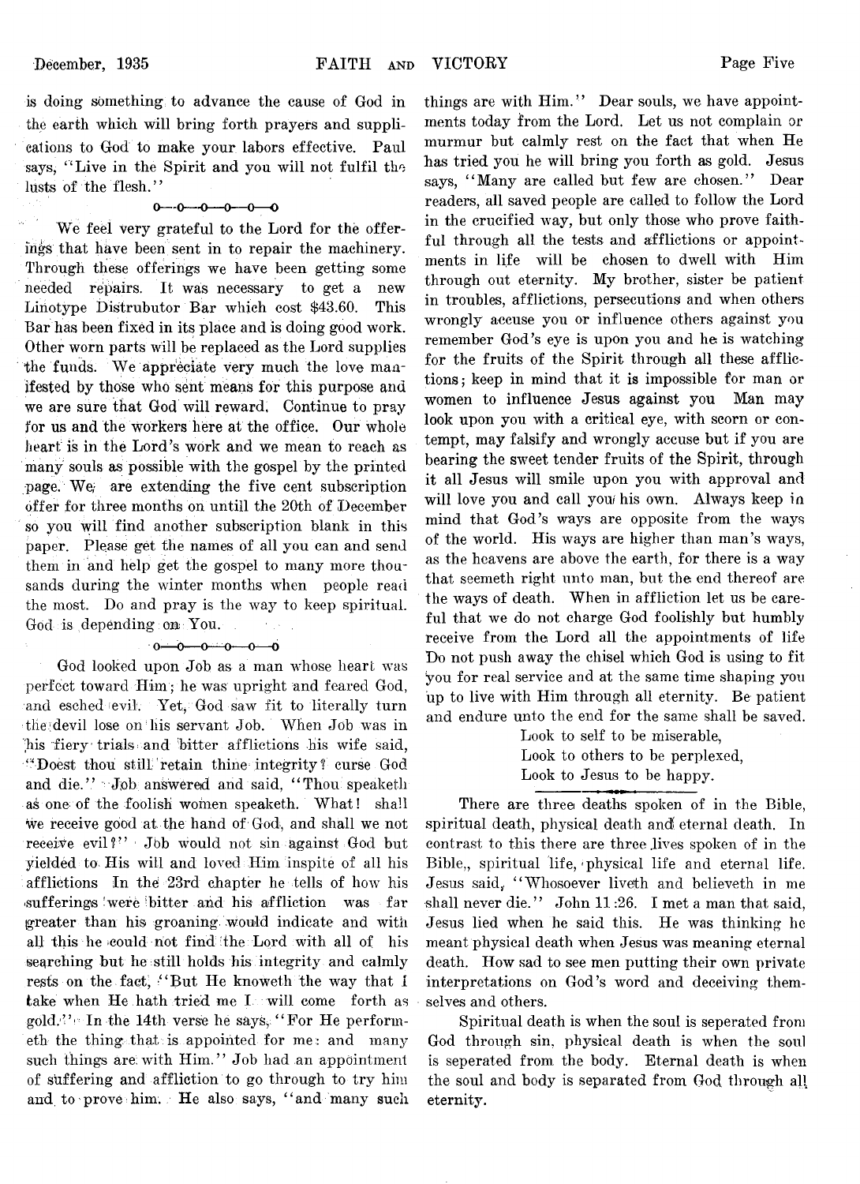is doing something to advance the cause of God in the earth which will bring forth prayers and supplications to God to make your labors effective. Paul says, "Live in the Spirit and you will not fulfil the lusts of the flesh."

0—0—0—0—0—0

We feel very grateful to the Lord for the offerings that have been sent in to repair the machinery. Through these offerings we have been getting some needed repairs. It was necessary to get a new Linotype Distrubutor Bar which cost $43.60. This Bar has been fixed in its place and is doing good work. Other worn parts will be replaced as the Lord supplies the funds. We appreciate very much the love manifested by those who sent means for this purpose and we are sure that God will reward. Continue to pray for us and the workers here at the office. Our whole heart is in the Lord's work and we mean to reach as many souls as possible with the gospel by the printed page. We are extending the five cent subscription offer for three months on untill the 20th of December so you will find another subscription blank in this paper. Please get the names of all you can and send them in and help get the gospel to many more thousands during the winter months when people read the most. Do and pray is the way to keep spiritual. God is depending on You.

0—0—0—0—0

God looked upon Job as a man whose heart was perfect toward Him; he was upright and feared God, and esched evil. Yet, God saw fit to literally turn the devil lose on his servant Job. When Job was in his fiery trials and bitter afflictions his wife said, "Doest thou still retain thine integrity? curse God and die." Job answered and said, "Thou speaketh as one of the foolish women speaketh. What! shall we receive good at the hand of God, and shall we not receive evil?" Job would not sin against God but yielded to His will and loved Him inspite of all his afflictions In the 23rd chapter he tells of how his sufferings were bitter and his affliction was far greater than his groaning would indicate and with all this he could not find the Lord with all of his searching but he still holds his integrity and calmly rests on the fact, "But He knoweth the way that I take when He hath tried me I will come forth as gold." In the 14th verse he says, "For He performeth the thing that is appointed for me: and many such things are with Him." Job had an appointment of suffering and affliction to go through to try him and to prove him. He also says, "and many such things are with Him." Dear souls, we have appointments today from the Lord. Let us not complain or murmur but calmly rest on the fact that when He has tried you he will bring you forth as gold. Jesus says, "Many are called but few are chosen." Dear readers, all saved people are called to follow the Lord in the crucified way, but only those who prove faithful through all the tests and afflictions or appointments in life will be chosen to dwell with Him through out eternity. My brother, sister be patient in troubles, afflictions, persecutions and when others wrongly accuse you or influence others against you remember God's eye is upon you and he is watching for the fruits of the Spirit through all these afflictions; keep in mind that it is impossible for man or women to influence Jesus against you Man may look upon you with a critical eye, with scorn or contempt, may falsify and wrongly accuse but if you are bearing the sweet tender fruits of the Spirit, through it all Jesus will smile upon you with approval and will love you and call you his own. Always keep in mind that God's ways are opposite from the ways of the world. His ways are higher than man's ways, as the heavens are above the earth, for there is a way that seemeth right unto man, but the end thereof are the ways of death. When in affliction let us be careful that we do not charge God foolishly but humbly receive from the Lord all the appointments of life Do not push away the chisel which God is using to fit you for real service and at the same time shaping you up to live with Him through all eternity. Be patient and endure unto the end for the same shall be saved.

Look to self to be miserable,
Look to others to be perplexed,
Look to Jesus to be happy.

---

There are three deaths spoken of in the Bible, spiritual death, physical death and eternal death. In contrast to this there are three lives spoken of in the Bible,, spiritual life, physical life and eternal life. Jesus said, "Whosoever liveth and believeth in me shall never die." John 11:26. I met a man that said, Jesus lied when he said this. He was thinking he meant physical death when Jesus was meaning eternal death. How sad to see men putting their own private interpretations on God's word and deceiving themselves and others.

Spiritual death is when the soul is seperated from God through sin, physical death is when the soul is seperated from the body. Eternal death is when the soul and body is separated from God through all eternity.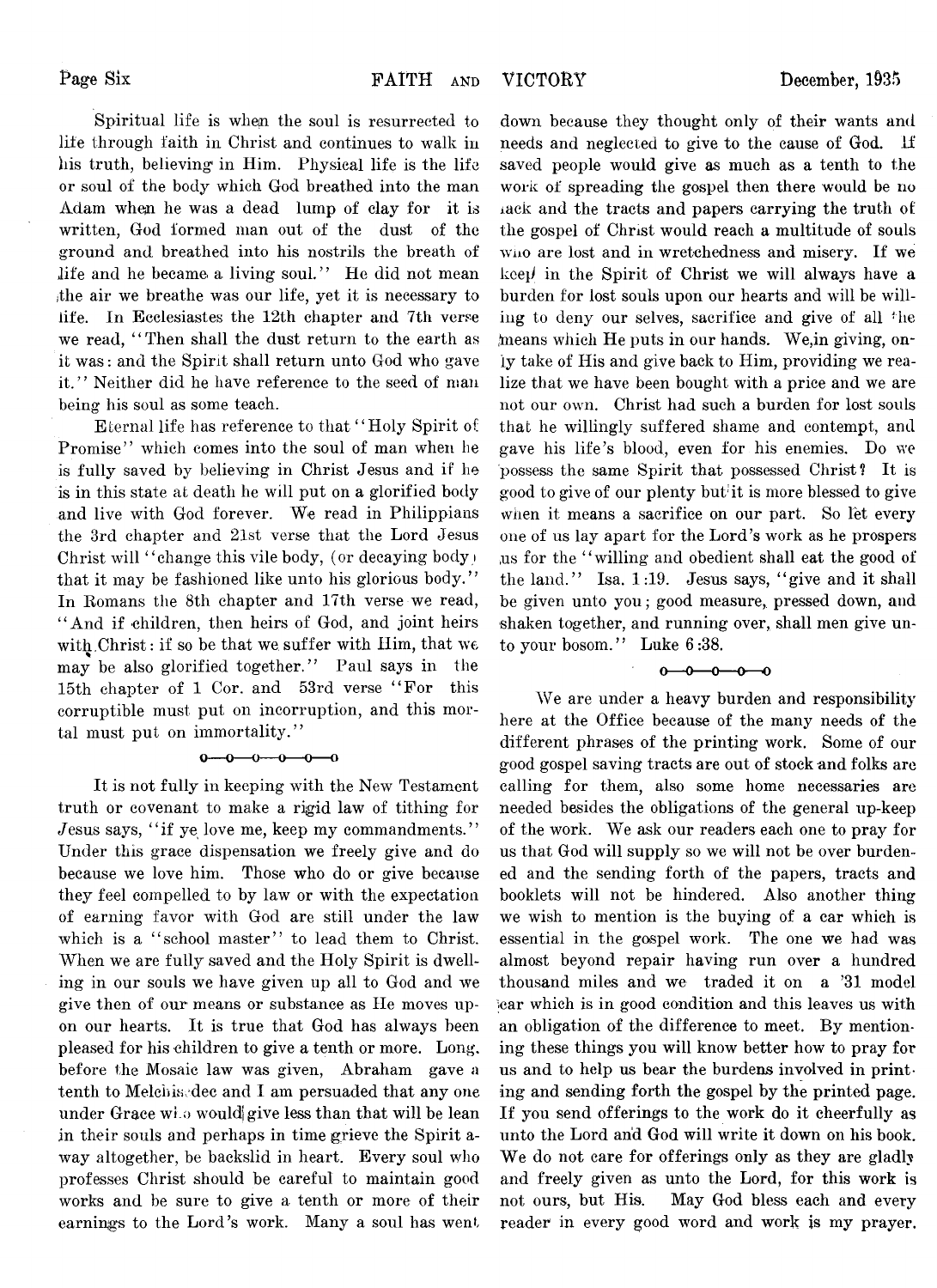Spiritual life is when the soul is resurrected to life through faith in Christ and continues to walk in his truth, believing in Him. Physical life is the life or soul of the body which God breathed into the man Adam when he was a dead lump of clay for it is written, God formed man out of the dust of the ground and breathed into his nostrils the breath of life and he became a living soul." He did not mean the air we breathe was our life, yet it is necessary to life. In Ecclesiastes the 12th chapter and 7th verse we read, "Then shall the dust return to the earth as it was: and the Spirit shall return unto God who gave it." Neither did he have reference to the seed of man being his soul as some teach.

Eternal life has reference to that "Holy Spirit of Promise" which comes into the soul of man when he is fully saved by believing in Christ Jesus and if he is in this state at death he will put on a glorified body and live with God forever. We read in Philippians the 3rd chapter and 21st verse that the Lord Jesus Christ will "change this vile body, (or decaying body) that it may be fashioned like unto his glorious body." In Romans the 8th chapter and 17th verse we read, "And if children, then heirs of God, and joint heirs with Christ: if so be that we suffer with Him, that we may be also glorified together." Paul says in the 15th chapter of 1 Cor. and 53rd verse "For this corruptible must put on incorruption, and this mortal must put on immortality."

o—o—o—o—o—o

It is not fully in keeping with the New Testament truth or covenant to make a rigid law of tithing for Jesus says, "if ye love me, keep my commandments." Under this grace dispensation we freely give and do because we love him. Those who do or give because they feel compelled to by law or with the expectation of earning favor with God are still under the law which is a "school master" to lead them to Christ. When we are fully saved and the Holy Spirit is dwelling in our souls we have given up all to God and we give then of our means or substance as He moves upon our hearts. It is true that God has always been pleased for his children to give a tenth or more. Long before the Mosaic law was given, Abraham gave a tenth to Melchisedec and I am persuaded that any one under Grace who would give less than that will be lean in their souls and perhaps in time grieve the Spirit away altogether, be backslid in heart. Every soul who professes Christ should be careful to maintain good works and be sure to give a tenth or more of their earnings to the Lord's work. Many a soul has went down because they thought only of their wants and needs and neglected to give to the cause of God. If saved people would give as much as a tenth to the work of spreading the gospel then there would be no lack and the tracts and papers carrying the truth of the gospel of Christ would reach a multitude of souls who are lost and in wretchedness and misery. If we keep in the Spirit of Christ we will always have a burden for lost souls upon our hearts and will be willing to deny our selves, sacrifice and give of all the means which He puts in our hands. We, in giving, only take of His and give back to Him, providing we realize that we have been bought with a price and we are not our own. Christ had such a burden for lost souls that he willingly suffered shame and contempt, and gave his life's blood, even for his enemies. Do we possess the same Spirit that possessed Christ? It is good to give of our plenty but it is more blessed to give when it means a sacrifice on our part. So let every one of us lay apart for the Lord's work as he prospers us for the "willing and obedient shall eat the good of the land." Isa. 1:19. Jesus says, "give and it shall be given unto you; good measure, pressed down, and shaken together, and running over, shall men give unto your bosom." Luke 6:38.

o—o—o—o—o

We are under a heavy burden and responsibility here at the Office because of the many needs of the different phrases of the printing work. Some of our good gospel saving tracts are out of stock and folks are calling for them, also some home necessaries are needed besides the obligations of the general up-keep of the work. We ask our readers each one to pray for us that God will supply so we will not be over burdened and the sending forth of the papers, tracts and booklets will not be hindered. Also another thing we wish to mention is the buying of a car which is essential in the gospel work. The one we had was almost beyond repair having run over a hundred thousand miles and we traded it on a '31 model car which is in good condition and this leaves us with an obligation of the difference to meet. By mentioning these things you will know better how to pray for us and to help us bear the burdens involved in printing and sending forth the gospel by the printed page. If you send offerings to the work do it cheerfully as unto the Lord and God will write it down on his book. We do not care for offerings only as they are gladly and freely given as unto the Lord, for this work is not ours, but His. May God bless each and every reader in every good word and work is my prayer.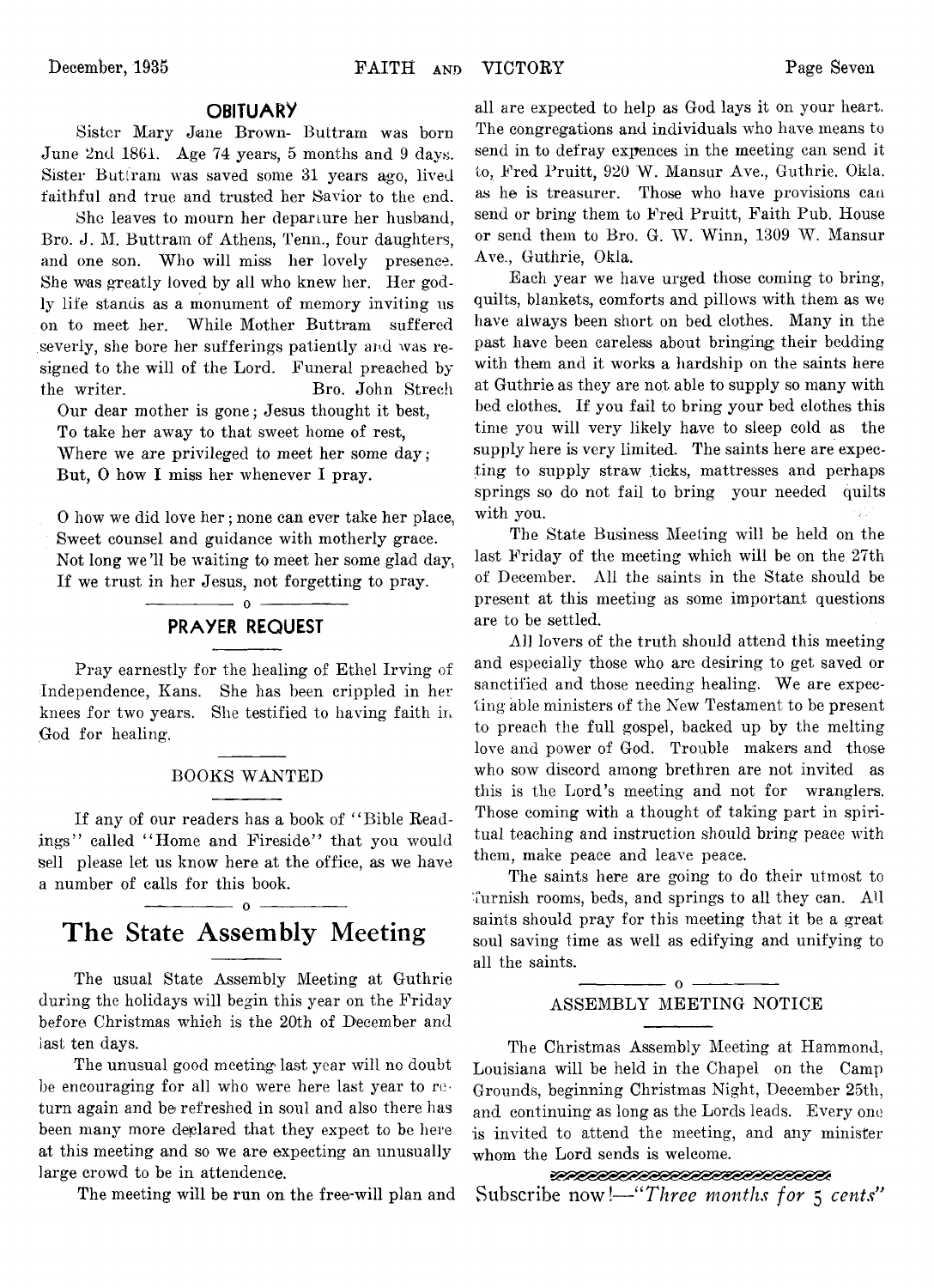## OBITUARY

Sister Mary Jane Brown- Buttram was born June 2nd 1861. Age 74 years, 5 months and 9 days. Sister Buttram was saved some 31 years ago, lived faithful and true and trusted her Savior to the end.

She leaves to mourn her departure her husband, Bro. J. M. Buttram of Athens, Tenn., four daughters, and one son. Who will miss her lovely presence. She was greatly loved by all who knew her. Her godly life stands as a monument of memory inviting us on to meet her. While Mother Buttram suffered severly, she bore her sufferings patiently and was resigned to the will of the Lord. Funeral preached by the writer. Bro. John Strech

Our dear mother is gone; Jesus thought it best,
To take her away to that sweet home of rest,
Where we are privileged to meet her some day;
But, O how I miss her whenever I pray.

O how we did love her; none can ever take her place,
Sweet counsel and guidance with motherly grace.
Not long we'll be waiting to meet her some glad day,
If we trust in her Jesus, not forgetting to pray.

## PRAYER REQUEST

Pray earnestly for the healing of Ethel Irving of Independence, Kans. She has been crippled in her knees for two years. She testified to having faith in God for healing.

### BOOKS WANTED

If any of our readers has a book of "Bible Readings" called "Home and Fireside" that you would sell please let us know here at the office, as we have a number of calls for this book.

# The State Assembly Meeting

The usual State Assembly Meeting at Guthrie during the holidays will begin this year on the Friday before Christmas which is the 20th of December and last ten days.

The unusual good meeting last year will no doubt be encouraging for all who were here last year to return again and be refreshed in soul and also there has been many more declared that they expect to be here at this meeting and so we are expecting an unusually large crowd to be in attendence.

The meeting will be run on the free-will plan and all are expected to help as God lays it on your heart. The congregations and individuals who have means to send in to defray expences in the meeting can send it to, Fred Pruitt, 920 W. Mansur Ave., Guthrie. Okla. as he is treasurer. Those who have provisions can send or bring them to Fred Pruitt, Faith Pub. House or send them to Bro. G. W. Winn, 1309 W. Mansur Ave., Guthrie, Okla.

Each year we have urged those coming to bring, quilts, blankets, comforts and pillows with them as we have always been short on bed clothes. Many in the past have been careless about bringing their bedding with them and it works a hardship on the saints here at Guthrie as they are not able to supply so many with bed clothes. If you fail to bring your bed clothes this time you will very likely have to sleep cold as the supply here is very limited. The saints here are expecting to supply straw ticks, mattresses and perhaps springs so do not fail to bring your needed quilts with you.

The State Business Meeting will be held on the last Friday of the meeting which will be on the 27th of December. All the saints in the State should be present at this meeting as some important questions are to be settled.

All lovers of the truth should attend this meeting and especially those who are desiring to get saved or sanctified and those needing healing. We are expecting able ministers of the New Testament to be present to preach the full gospel, backed up by the melting love and power of God. Trouble makers and those who sow discord among brethren are not invited as this is the Lord's meeting and not for wranglers. Those coming with a thought of taking part in spiritual teaching and instruction should bring peace with them, make peace and leave peace.

The saints here are going to do their utmost to furnish rooms, beds, and springs to all they can. All saints should pray for this meeting that it be a great soul saving time as well as edifying and unifying to all the saints.

### ASSEMBLY MEETING NOTICE

The Christmas Assembly Meeting at Hammond, Louisiana will be held in the Chapel on the Camp Grounds, beginning Christmas Night, December 25th, and continuing as long as the Lords leads. Every one is invited to attend the meeting, and any minister whom the Lord sends is welcome.

Subscribe now!—*"Three months for 5 cents"*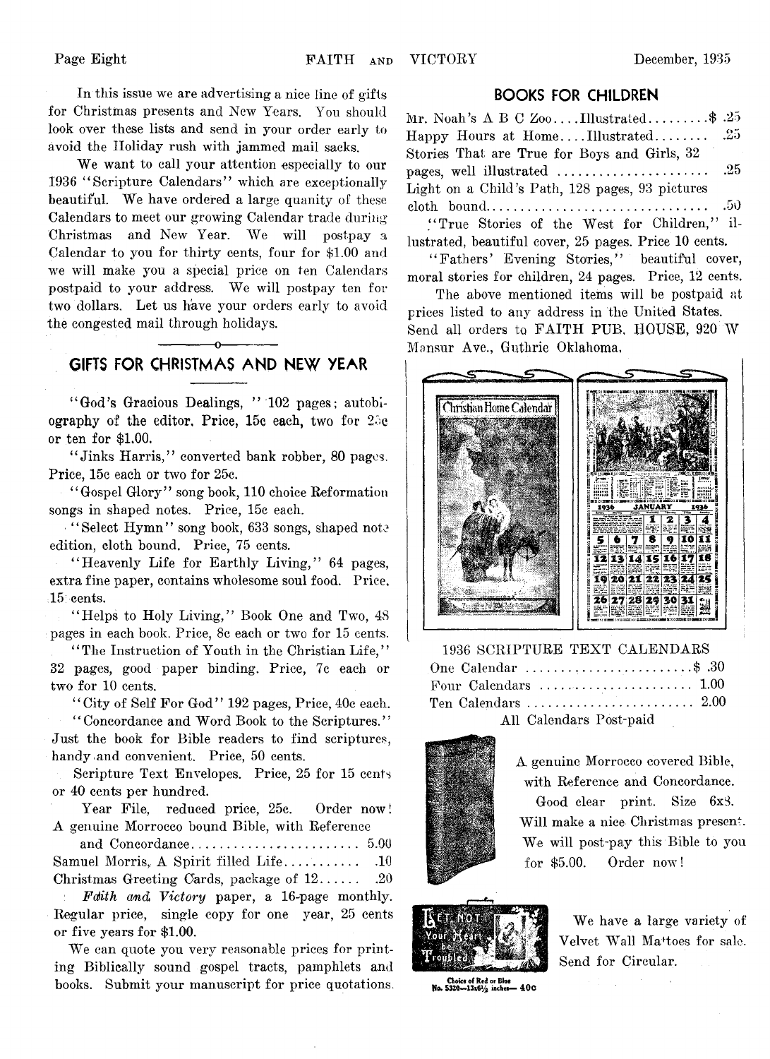In this issue we are advertising a nice line of gifts for Christmas presents and New Years. You should look over these lists and send in your order early to avoid the Holiday rush with jammed mail sacks.

We want to call your attention especially to our 1936 "Scripture Calendars" which are exceptionally beautiful. We have ordered a large quanity of these Calendars to meet our growing Calendar trade during Christmas and New Year. We will postpay a Calendar to you for thirty cents, four for $1.00 and we will make you a special price on ten Calendars postpaid to your address. We will postpay ten for two dollars. Let us have your orders early to avoid the congested mail through holidays.

## GIFTS FOR CHRISTMAS AND NEW YEAR

"God's Gracious Dealings, " 102 pages; autobiography of the editor. Price, 15c each, two for 25c or ten for $1.00.

"Jinks Harris," converted bank robber, 80 pages. Price, 15c each or two for 25c.

"Gospel Glory" song book, 110 choice Reformation songs in shaped notes. Price, 15c each.

"Select Hymn" song book, 633 songs, shaped note edition, cloth bound. Price, 75 cents.

"Heavenly Life for Earthly Living," 64 pages, extra fine paper, contains wholesome soul food. Price, 15 cents.

"Helps to Holy Living," Book One and Two, 48 pages in each book. Price, 8c each or two for 15 cents.

"The Instruction of Youth in the Christian Life," 32 pages, good paper binding. Price, 7c each or two for 10 cents.

"City of Self For God" 192 pages, Price, 40c each.

"Concordance and Word Book to the Scriptures." Just the book for Bible readers to find scriptures, handy and convenient. Price, 50 cents.

Scripture Text Envelopes. Price, 25 for 15 cents or 40 cents per hundred.

Year File, reduced price, 25c. Order now!

A genuine Morrocco bound Bible, with Reference and Concordance........................ 5.00

Samuel Morris, A Spirit filled Life........... .10

Christmas Greeting Cards, package of 12...... .20

*Faith and Victory* paper, a 16-page monthly. Regular price, single copy for one year, 25 cents or five years for $1.00.

We can quote you very reasonable prices for printing Biblically sound gospel tracts, pamphlets and books. Submit your manuscript for price quotations.

## BOOKS FOR CHILDREN

Mr. Noah's A B C Zoo....Illustrated.........$ .25

Happy Hours at Home....Illustrated........ .25

Stories That are True for Boys and Girls, 32 pages, well illustrated ...................... .25

Light on a Child's Path, 128 pages, 93 pictures cloth bound................................ .50

"True Stories of the West for Children," illustrated, beautiful cover, 25 pages. Price 10 cents.

"Fathers' Evening Stories," beautiful cover, moral stories for children, 24 pages. Price, 12 cents.

The above mentioned items will be postpaid at prices listed to any address in the United States. Send all orders to FAITH PUB. HOUSE, 920 W Mansur Ave., Guthrie Oklahoma.

1936 SCRIPTURE TEXT CALENDARS

| | |
|---|---|
| One Calendar | $ .30 |
| Four Calendars | 1.00 |
| Ten Calendars | 2.00 |

All Calendars Post-paid

A genuine Morrocco covered Bible, with Reference and Concordance. Good clear print. Size 6x8. Will make a nice Christmas present. We will post-pay this Bible to you for $5.00. Order now!

Choice of Red or Blue No. 5320—13x6½ inches— 40c

We have a large variety of Velvet Wall Mottoes for sale. Send for Circular.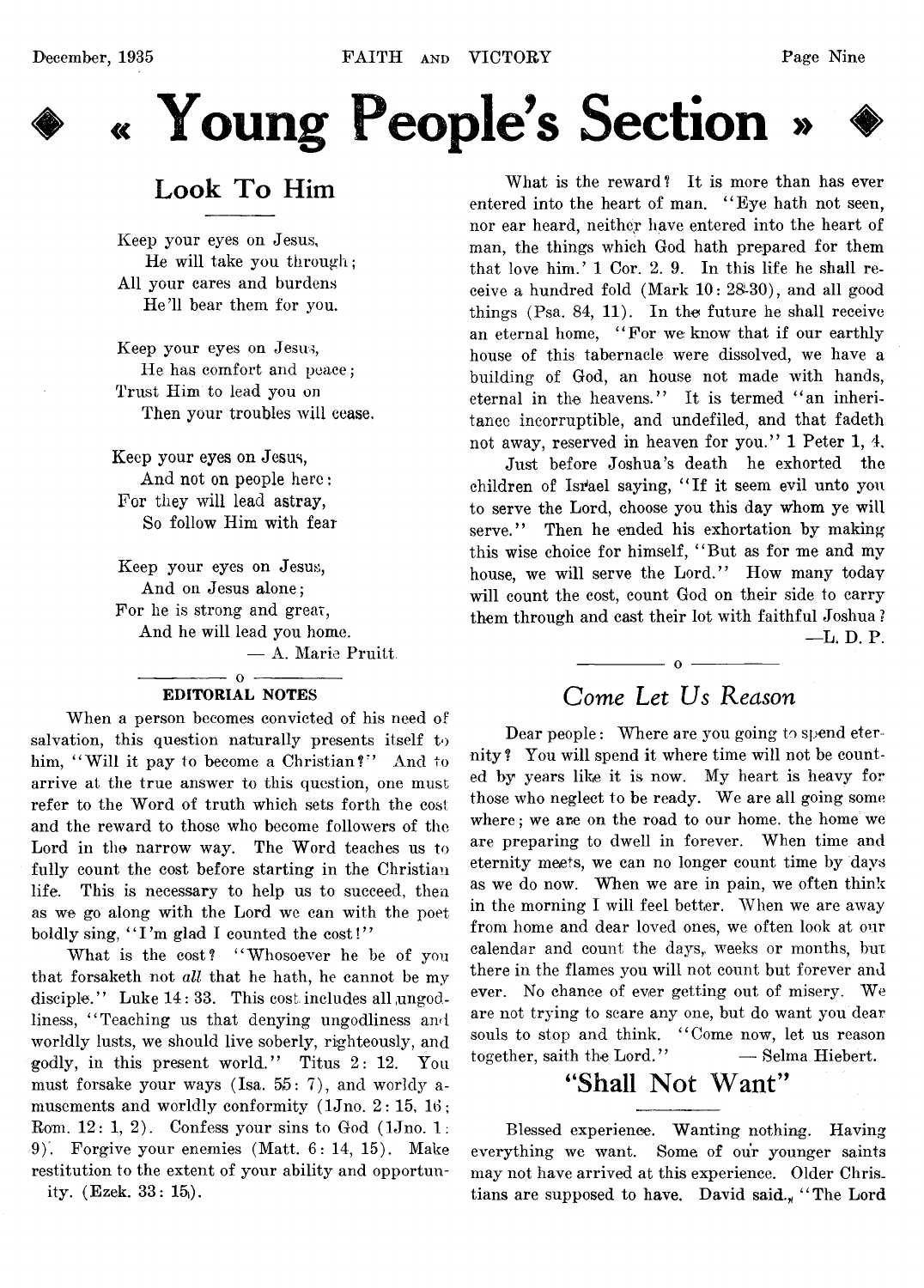# « Young People's Section »

## Look To Him

Keep your eyes on Jesus,
He will take you through;
All your cares and burdens
He'll bear them for you.

Keep your eyes on Jesus,
He has comfort and peace;
Trust Him to lead you on
Then your troubles will cease.

Keep your eyes on Jesus,
And not on people here:
For they will lead astray,
So follow Him with fear

Keep your eyes on Jesus,
And on Jesus alone;
For he is strong and great,
And he will lead you home.

— A. Marie Pruitt.

### EDITORIAL NOTES

When a person becomes convicted of his need of salvation, this question naturally presents itself to him, "Will it pay to become a Christian?" And to arrive at the true answer to this question, one must refer to the Word of truth which sets forth the cost and the reward to those who become followers of the Lord in the narrow way. The Word teaches us to fully count the cost before starting in the Christian life. This is necessary to help us to succeed, then as we go along with the Lord we can with the poet boldly sing, "I'm glad I counted the cost!"

What is the cost? "Whosoever he be of you that forsaketh not *all* that he hath, he cannot be my disciple." Luke 14: 33. This cost includes all ungodliness, "Teaching us that denying ungodliness and worldly lusts, we should live soberly, righteously, and godly, in this present world." Titus 2: 12. You must forsake your ways (Isa. 55: 7), and worldy amusements and worldly conformity (1Jno. 2: 15, 16; Rom. 12: 1, 2). Confess your sins to God (1Jno. 1: 9). Forgive your enemies (Matt. 6: 14, 15). Make restitution to the extent of your ability and opportunity. (Ezek. 33: 15).

What is the reward? It is more than has ever entered into the heart of man. "Eye hath not seen, nor ear heard, neither have entered into the heart of man, the things which God hath prepared for them that love him.' 1 Cor. 2. 9. In this life he shall receive a hundred fold (Mark 10: 28-30), and all good things (Psa. 84, 11). In the future he shall receive an eternal home, "For we know that if our earthly house of this tabernacle were dissolved, we have a building of God, an house not made with hands, eternal in the heavens." It is termed "an inheritance incorruptible, and undefiled, and that fadeth not away, reserved in heaven for you." 1 Peter 1, 4.

Just before Joshua's death he exhorted the children of Israel saying, "If it seem evil unto you to serve the Lord, choose you this day whom ye will serve." Then he ended his exhortation by making this wise choice for himself, "But as for me and my house, we will serve the Lord." How many today will count the cost, count God on their side to carry them through and cast their lot with faithful Joshua?

—L. D. P.

## *Come Let Us Reason*

Dear people: Where are you going to spend eternity? You will spend it where time will not be counted by years like it is now. My heart is heavy for those who neglect to be ready. We are all going some where; we are on the road to our home. the home we are preparing to dwell in forever. When time and eternity meets, we can no longer count time by days as we do now. When we are in pain, we often think in the morning I will feel better. When we are away from home and dear loved ones, we often look at our calendar and count the days, weeks or months, but there in the flames you will not count but forever and ever. No chance of ever getting out of misery. We are not trying to scare any one, but do want you dear souls to stop and think. "Come now, let us reason together, saith the Lord." — Selma Hiebert.

## "Shall Not Want"

Blessed experience. Wanting nothing. Having everything we want. Some of our younger saints may not have arrived at this experience. Older Christians are supposed to have. David said, "The Lord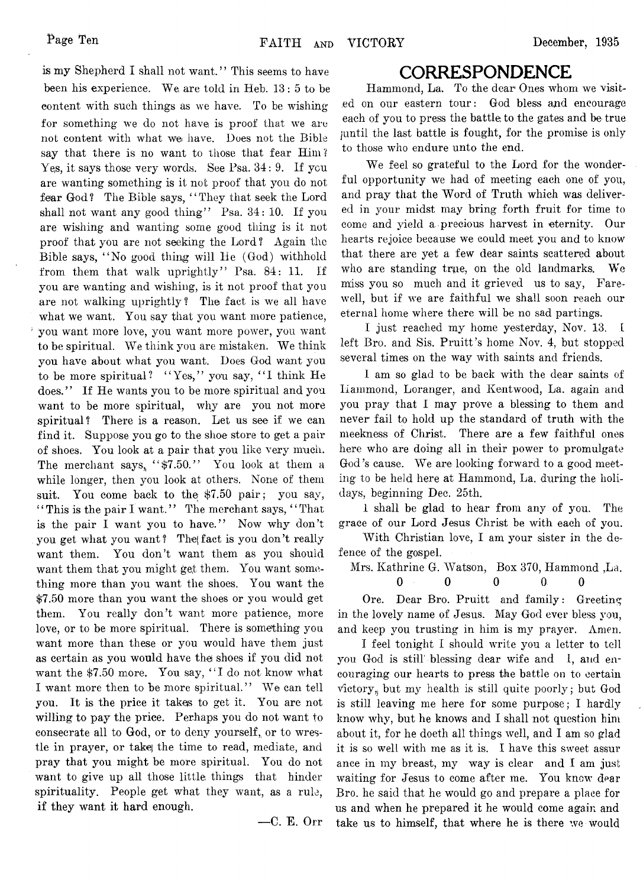is my Shepherd I shall not want." This seems to have been his experience. We are told in Heb. 13: 5 to be content with such things as we have. To be wishing for something we do not have is proof that we are not content with what we have. Does not the Bible say that there is no want to those that fear Him? Yes, it says those very words. See Psa. 34: 9. If you are wanting something is it not proof that you do not fear God? The Bible says, "They that seek the Lord shall not want any good thing" Psa. 34: 10. If you are wishing and wanting some good thing is it not proof that you are not seeking the Lord? Again the Bible says, "No good thing will He (God) withhold from them that walk uprightly" Psa. 84: 11. If you are wanting and wishing, is it not proof that you are not walking uprightly? The fact is we all have what we want. You say that you want more patience, you want more love, you want more power, you want to be spiritual. We think you are mistaken. We think you have about what you want. Does God want you to be more spiritual? "Yes," you say, "I think He does." If He wants you to be more spiritual and you want to be more spiritual, why are you not more spiritual? There is a reason. Let us see if we can find it. Suppose you go to the shoe store to get a pair of shoes. You look at a pair that you like very much. The merchant says, "$7.50." You look at them a while longer, then you look at others. None of them suit. You come back to the $7.50 pair; you say, "This is the pair I want." The merchant says, "That is the pair I want you to have." Now why don't you get what you want? The fact is you don't really want them. You don't want them as you should want them that you might get them. You want something more than you want the shoes. You want the $7.50 more than you want the shoes or you would get them. You really don't want more patience, more love, or to be more spiritual. There is something you want more than these or you would have them just as certain as you would have the shoes if you did not want the $7.50 more. You say, "I do not know what I want more then to be more spiritual." We can tell you. It is the price it takes to get it. You are not willing to pay the price. Perhaps you do not want to consecrate all to God, or to deny yourself, or to wrestle in prayer, or take the time to read, mediate, and pray that you might be more spiritual. You do not want to give up all those little things that hinder spirituality. People get what they want, as a rule, if they want it hard enough.

—C. E. Orr

# CORRESPONDENCE

Hammond, La. To the dear Ones whom we visited on our eastern tour: God bless and encourage each of you to press the battle to the gates and be true until the last battle is fought, for the promise is only to those who endure unto the end.

We feel so grateful to the Lord for the wonderful opportunity we had of meeting each one of you, and pray that the Word of Truth which was delivered in your midst may bring forth fruit for time to come and yield a precious harvest in eternity. Our hearts rejoice because we could meet you and to know that there are yet a few dear saints scattered about who are standing true, on the old landmarks. We miss you so much and it grieved us to say, Farewell, but if we are faithful we shall soon reach our eternal home where there will be no sad partings.

I just reached my home yesterday, Nov. 13. I left Bro. and Sis. Pruitt's home Nov. 4, but stopped several times on the way with saints and friends.

I am so glad to be back with the dear saints of Hammond, Loranger, and Kentwood, La. again and you pray that I may prove a blessing to them and never fail to hold up the standard of truth with the meekness of Christ. There are a few faithful ones here who are doing all in their power to promulgate God's cause. We are looking forward to a good meeting to be held here at Hammond, La. during the holidays, beginning Dec. 25th.

I shall be glad to hear from any of you. The grace of our Lord Jesus Christ be with each of you.

With Christian love, I am your sister in the defence of the gospel.

Mrs. Kathrine G. Watson, Box 370, Hammond ,La.

0 0 0 0 0

Ore. Dear Bro. Pruitt and family: Greeting in the lovely name of Jesus. May God ever bless you, and keep you trusting in him is my prayer. Amen.

I feel tonight I should write you a letter to tell you God is still blessing dear wife and I, and encouraging our hearts to press the battle on to certain victory, but my health is still quite poorly; but God is still leaving me here for some purpose; I hardly know why, but he knows and I shall not question him about it, for he doeth all things well, and I am so glad it is so well with me as it is. I have this sweet assurance in my breast, my way is clear and I am just waiting for Jesus to come after me. You know dear Bro. he said that he would go and prepare a place for us and when he prepared it he would come again and take us to himself, that where he is there we would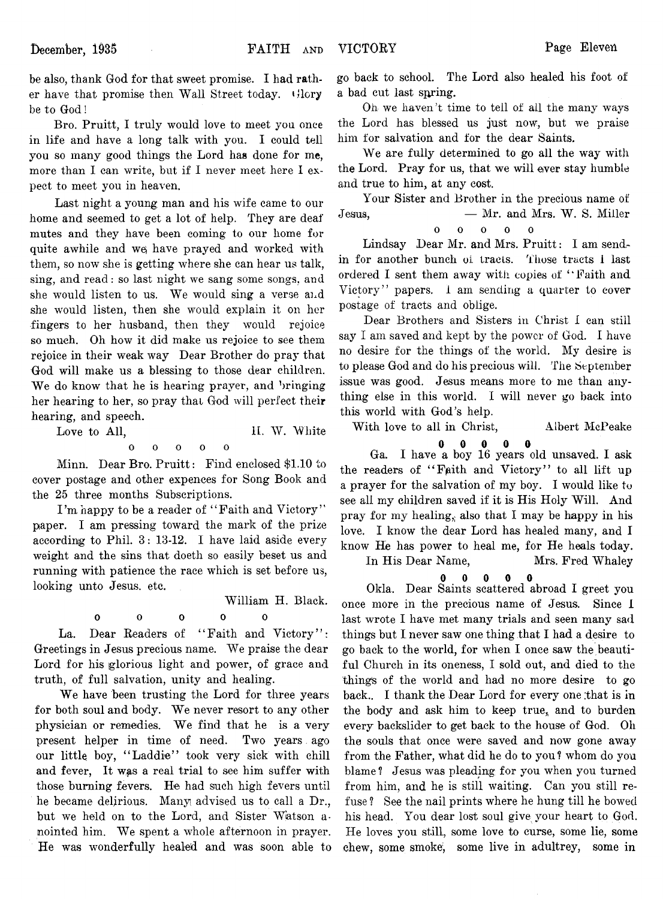be also, thank God for that sweet promise. I had rather have that promise then Wall Street today. Glory be to God!

Bro. Pruitt, I truly would love to meet you once in life and have a long talk with you. I could tell you so many good things the Lord has done for me, more than I can write, but if I never meet here I expect to meet you in heaven.

Last night a young man and his wife came to our home and seemed to get a lot of help. They are deaf mutes and they have been coming to our home for quite awhile and we have prayed and worked with them, so now she is getting where she can hear us talk, sing, and read: so last night we sang some songs, and she would listen to us. We would sing a verse and she would listen, then she would explain it on her fingers to her husband, then they would rejoice so much. Oh how it did make us rejoice to see them rejoice in their weak way Dear Brother do pray that God will make us a blessing to those dear children. We do know that he is hearing prayer, and bringing her hearing to her, so pray that God will perfect their hearing, and speech.

Love to All, H. W. White

o o o o o

Minn. Dear Bro. Pruitt: Find enclosed $1.10 to cover postage and other expences for Song Book and the 25 three months Subscriptions.

I'm happy to be a reader of "Faith and Victory" paper. I am pressing toward the mark of the prize according to Phil. 3: 13-12. I have laid aside every weight and the sins that doeth so easily beset us and running with patience the race which is set before us, looking unto Jesus. etc.

William H. Black.

o o o o o

La. Dear Readers of "Faith and Victory": Greetings in Jesus precious name. We praise the dear Lord for his glorious light and power, of grace and truth, of full salvation, unity and healing.

We have been trusting the Lord for three years for both soul and body. We never resort to any other physician or remedies. We find that he is a very present helper in time of need. Two years ago our little boy, "Laddie" took very sick with chill and fever, It was a real trial to see him suffer with those burning fevers. He had such high fevers until he became delirious. Many advised us to call a Dr., but we held on to the Lord, and Sister Watson anointed him. We spent a whole afternoon in prayer. He was wonderfully healed and was soon able to go back to school. The Lord also healed his foot of a bad cut last spring.

Oh we haven't time to tell of all the many ways the Lord has blessed us just now, but we praise him for salvation and for the dear Saints.

We are fully determined to go all the way with the Lord. Pray for us, that we will ever stay humble and true to him, at any cost.

Your Sister and Brother in the precious name of Jesus, — Mr. and Mrs. W. S. Miller

o o o o o

Lindsay Dear Mr. and Mrs. Pruitt: I am sendin for another bunch of tracts. Those tracts I last ordered I sent them away with copies of "Faith and Victory" papers. I am sending a quarter to cover postage of tracts and oblige.

Dear Brothers and Sisters in Christ I can still say I am saved and kept by the power of God. I have no desire for the things of the world. My desire is to please God and do his precious will. The September issue was good. Jesus means more to me than anything else in this world. I will never go back into this world with God's help.

With love to all in Christ, Albert McPeake

0 0 0 0 0

Ga. I have a boy 16 years old unsaved. I ask the readers of "Faith and Victory" to all lift up a prayer for the salvation of my boy. I would like to see all my children saved if it is His Holy Will. And pray for my healing, also that I may be happy in his love. I know the dear Lord has healed many, and I know He has power to heal me, for He heals today.

In His Dear Name, Mrs. Fred Whaley

0 0 0 0 0

Okla. Dear Saints scattered abroad I greet you once more in the precious name of Jesus. Since I last wrote I have met many trials and seen many sad things but I never saw one thing that I had a desire to go back to the world, for when I once saw the beautiful Church in its oneness, I sold out, and died to the things of the world and had no more desire to go back.. I thank the Dear Lord for every one that is in the body and ask him to keep true, and to burden every backslider to get back to the house of God. Oh the souls that once were saved and now gone away from the Father, what did he do to you? whom do you blame? Jesus was pleading for you when you turned from him, and he is still waiting. Can you still refuse? See the nail prints where he hung till he bowed his head. You dear lost soul give your heart to God. He loves you still, some love to curse, some lie, some chew, some smoke, some live in adultrey, some in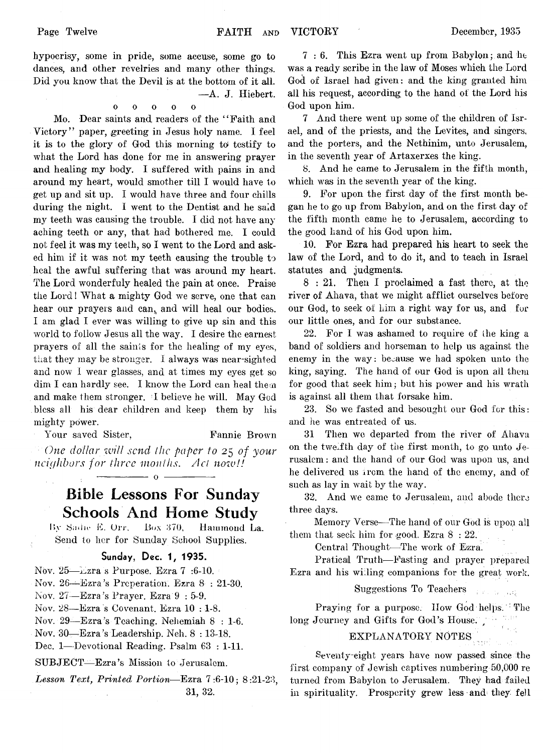hypocrisy, some in pride, some accuse, some go to dances, and other revelries and many other things. Did you know that the Devil is at the bottom of it all.

—A. J. Hiebert.

o o o o o

Mo. Dear saints and readers of the "Faith and Victory" paper, greeting in Jesus holy name. I feel it is to the glory of God this morning to testify to what the Lord has done for me in answering prayer and healing my body. I suffered with pains in and around my heart, would smother till I would have to get up and sit up. I would have three and four chills during the night. I went to the Dentist and he said my teeth was causing the trouble. I did not have any aching teeth or any, that had bothered me. I could not feel it was my teeth, so I went to the Lord and asked him if it was not my teeth causing the trouble to heal the awful suffering that was around my heart. The Lord wonderfuly healed the pain at once. Praise the Lord! What a mighty God we serve, one that can hear our prayers and can, and will heal our bodies. I am glad I ever was willing to give up sin and this world to follow Jesus all the way. I desire the earnest prayers of all the saints for the healing of my eyes, that they may be stronger. I always was near-sighted and now I wear glasses, and at times my eyes get so dim I can hardly see. I know the Lord can heal them and make them stronger. I believe he will. May God bless all his dear children and keep them by his mighty power.

Your saved Sister, Fannie Brown

*One dollar will send the paper to 25 of your neighbors for three months. Act now!!*

o

## Bible Lessons For Sunday Schools And Home Study

By Sadie E. Orr, Box 370, Hammond La. Send to her for Sunday School Supplies.

### Sunday, Dec. 1, 1935.

Nov. 25—Ezra s Purpose. Ezra 7 :6-10.
Nov. 26—Ezra's Preperation. Ezra 8 : 21-30.
Nov. 27—Ezra's Prayer. Ezra 9 : 5-9.
Nov. 28—Ezra's Covenant. Ezra 10 : 1-8.
Nov. 29—Ezra's Teaching. Nehemiah 8 : 1-6.
Nov. 30—Ezra's Leadership. Neh. 8 : 13-18.
Dec. 1—Devotional Reading. Psalm 63 : 1-11.

SUBJECT—Ezra's Mission to Jerusalem.

*Lesson Text, Printed Portion*—Ezra 7 :6-10; 8 :21-23, 31, 32.

7 : 6. This Ezra went up from Babylon; and he was a ready scribe in the law of Moses which the Lord God of Israel had given: and the king granted him all his request, according to the hand of the Lord his God upon him.

7 And there went up some of the children of Israel, and of the priests, and the Levites, and singers, and the porters, and the Nethinim, unto Jerusalem, in the seventh year of Artaxerxes the king.

8. And he came to Jerusalem in the fifth month, which was in the seventh year of the king.

9. For upon the first day of the first month began he to go up from Babylon, and on the first day of the fifth month came he to Jerusalem, according to the good hand of his God upon him.

10. For Ezra had prepared his heart to seek the law of the Lord, and to do it, and to teach in Israel statutes and judgments.

8 : 21. Then I proclaimed a fast there, at the river of Ahava, that we might afflict ourselves before our God, to seek of him a right way for us, and for our little ones, and for our substance.

22. For I was ashamed to require of the king a band of soldiers and horseman to help us against the enemy in the way: because we had spoken unto the king, saying. The hand of our God is upon all them for good that seek him; but his power and his wrath is against all them that forsake him.

23. So we fasted and besought our God for this: and he was entreated of us.

31 Then we departed from the river of Ahava on the twelfth day of the first month, to go unto Jerusalem: and the hand of our God was upon us, and he delivered us from the hand of the enemy, and of such as lay in wait by the way.

32. And we came to Jerusalem, and abode there three days.

Memory Verse—The hand of our God is upon all them that seek him for good. Ezra 8 : 22.

Central Thought—The work of Ezra.

Pratical Truth—Fasting and prayer prepared Ezra and his willing companions for the great work.

Suggestions To Teachers

Praying for a purpose. How God helps. The long Journey and Gifts for God's House.

EXPLANATORY NOTES

Seventy-eight years have now passed since the first company of Jewish captives numbering 50,000 returned from Babylon to Jerusalem. They had failed in spirituality. Prosperity grew less and they fell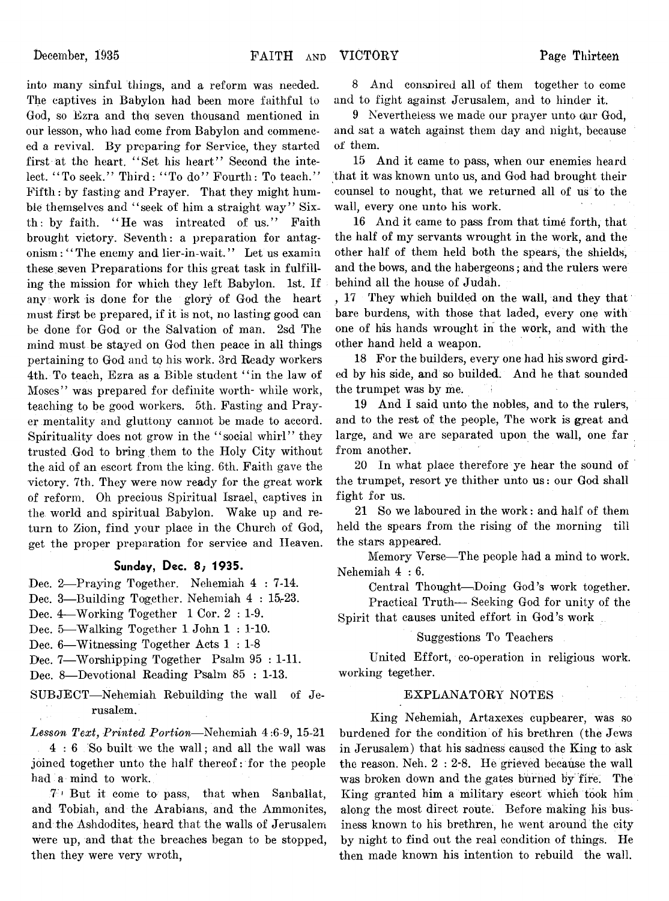into many sinful things, and a reform was needed. The captives in Babylon had been more faithful to God, so Ezra and the seven thousand mentioned in our lesson, who had come from Babylon and commenced a revival. By preparing for Service, they started first at the heart. "Set his heart" Second the intelect. "To seek." Third: "To do" Fourth: To teach." Fifth: by fasting and Prayer. That they might humble themselves and "seek of him a straight way" Sixth: by faith. "He was intreated of us." Faith brought victory. Seventh: a preparation for antagonism: "The enemy and lier-in-wait." Let us examin these seven Preparations for this great task in fulfilling the mission for which they left Babylon. 1st. If any work is done for the glory of God the heart must first be prepared, if it is not, no lasting good can be done for God or the Salvation of man. 2sd The mind must be stayed on God then peace in all things pertaining to God and to his work. 3rd Ready workers 4th. To teach, Ezra as a Bible student "in the law of Moses" was prepared for definite worth- while work, teaching to be good workers. 5th. Fasting and Prayer mentality and gluttony cannot be made to accord. Spirituality does not grow in the "social whirl" they trusted God to bring them to the Holy City without the aid of an escort from the king. 6th. Faith gave the victory. 7th. They were now ready for the great work of reform. Oh precious Spiritual Israel, captives in the world and spiritual Babylon. Wake up and return to Zion, find your place in the Church of God, get the proper preparation for service and Heaven.

### Sunday, Dec. 8, 1935.

Dec. 2—Praying Together. Nehemiah 4 : 7-14.
Dec. 3—Building Together. Nehemiah 4 : 15-23.
Dec. 4—Working Together 1 Cor. 2 : 1-9.
Dec. 5—Walking Together 1 John 1 : 1-10.
Dec. 6—Witnessing Together Acts 1 : 1-8
Dec. 7—Worshipping Together Psalm 95 : 1-11.
Dec. 8—Devotional Reading Psalm 85 : 1-13.

SUBJECT—Nehemiah Rebuilding the wall of Jerusalem.

*Lesson Text, Printed Portion*—Nehemiah 4:6-9, 15-21

4 : 6 So built we the wall; and all the wall was joined together unto the half thereof: for the people had a mind to work.

7 But it come to pass, that when Sanballat, and Tobiah, and the Arabians, and the Ammonites, and the Ashdodites, heard that the walls of Jerusalem were up, and that the breaches began to be stopped, then they were very wroth,

8 And conspired all of them together to come and to fight against Jerusalem, and to hinder it.

9 Nevertheless we made our prayer unto our God, and sat a watch against them day and night, because of them.

15 And it came to pass, when our enemies heard that it was known unto us, and God had brought their counsel to nought, that we returned all of us to the wall, every one unto his work.

16 And it came to pass from that time forth, that the half of my servants wrought in the work, and the other half of them held both the spears, the shields, and the bows, and the habergeons; and the rulers were behind all the house of Judah.

17 They which builded on the wall, and they that bare burdens, with those that laded, every one with one of his hands wrought in the work, and with the other hand held a weapon.

18 For the builders, every one had his sword girded by his side, and so builded. And he that sounded the trumpet was by me.

19 And I said unto the nobles, and to the rulers, and to the rest of the people, The work is great and large, and we are separated upon the wall, one far from another.

20 In what place therefore ye hear the sound of the trumpet, resort ye thither unto us: our God shall fight for us.

21 So we laboured in the work: and half of them held the spears from the rising of the morning till the stars appeared.

Memory Verse—The people had a mind to work. Nehemiah 4 : 6.

Central Thought—Doing God's work together.

Practical Truth— Seeking God for unity of the Spirit that causes united effort in God's work

Suggestions To Teachers

United Effort, co-operation in religious work. working tegether.

EXPLANATORY NOTES

King Nehemiah, Artaxexes cupbearer, was so burdened for the condition of his brethren (the Jews in Jerusalem) that his sadness caused the King to ask the reason. Neh. 2 : 2-8. He grieved because the wall was broken down and the gates burned by fire. The King granted him a military escort which took him along the most direct route. Before making his business known to his brethren, he went around the city by night to find out the real condition of things. He then made known his intention to rebuild the wall.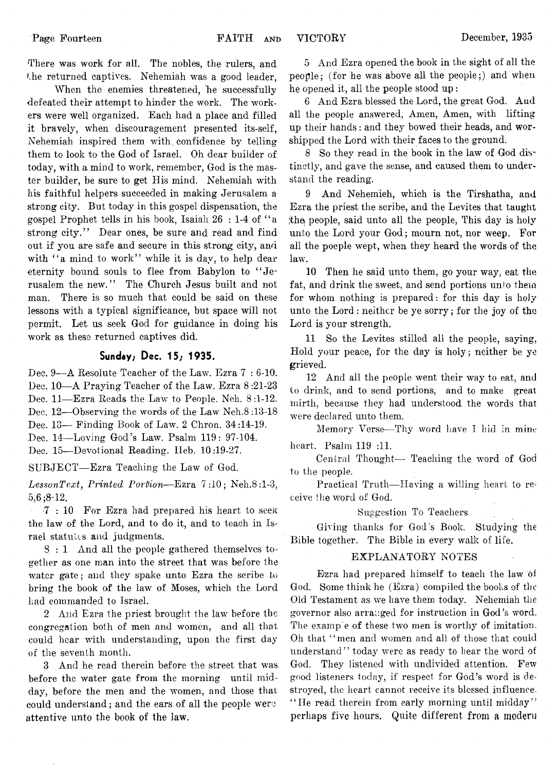There was work for all. The nobles, the rulers, and the returned captives. Nehemiah was a good leader, When the enemies threatened, he successfully defeated their attempt to hinder the work. The workers were well organized. Each had a place and filled it bravely, when discouragement presented its-self, Nehemiah inspired them with confidence by telling them to look to the God of Israel. Oh dear builder of today, with a mind to work, remember, God is the master builder, be sure to get His mind. Nehemiah with his faithful helpers succeeded in making Jerusalem a strong city. But today in this gospel dispensation, the gospel Prophet tells in his book, Isaiah 26 : 1-4 of "a strong city." Dear ones, be sure and read and find out if you are safe and secure in this strong city, and with "a mind to work" while it is day, to help dear eternity bound souls to flee from Babylon to "Jerusalem the new." The Church Jesus built and not man. There is so much that could be said on these lessons with a typical significance, but space will not permit. Let us seek God for guidance in doing his work as these returned captives did.

## Sunday, Dec. 15, 1935.

Dec. 9—A Resolute Teacher of the Law. Ezra 7 : 6-10.
Dec. 10—A Praying Teacher of the Law. Ezra 8 :21-23
Dec. 11—Ezra Reads the Law to People. Neh. 8 :1-12.
Dec. 12—Observing the words of the Law Neh.8 :13-18
Dec. 13— Finding Book of Law. 2 Chron. 34 :14-19.
Dec. 14—Loving God's Law. Psalm 119: 97-104.
Dec. 15—Devotional Reading. Heb. 10 :19-27.

SUBJECT—Ezra Teaching the Law of God.

*LessonText, Printed Portion*—Ezra 7 :10; Neh.8 :1-3, 5,6 ;8-12.

7 : 10 For Ezra had prepared his heart to seek the law of the Lord, and to do it, and to teach in Israel statutes and judgments.

8 : 1 And all the people gathered themselves together as one man into the street that was before the water gate; and they spake unto Ezra the scribe to bring the book of the law of Moses, which the Lord had commanded to Israel.

2 And Ezra the priest brought the law before the congregation both of men and women, and all that could hear with understanding, upon the first day of the seventh month.

3 And he read therein before the street that was before the water gate from the morning until midday, before the men and the women, and those that could understand; and the ears of all the people were attentive unto the book of the law.

5 And Ezra opened the book in the sight of all the people; (for he was above all the people;) and when he opened it, all the people stood up:

6 And Ezra blessed the Lord, the great God. And all the people answered, Amen, Amen, with lifting up their hands: and they bowed their heads, and worshipped the Lord with their faces to the ground.

8 So they read in the book in the law of God distinctly, and gave the sense, and caused them to understand the reading.

9 And Nehemieh, which is the Tirshatha, and Ezra the priest the scribe, and the Levites that taught the people, said unto all the people, This day is holy unto the Lord your God; mourn not, nor weep. For all the poeple wept, when they heard the words of the law.

10 Then he said unto them, go your way, eat the fat, and drink the sweet, and send portions unto them for whom nothing is prepared: for this day is holy unto the Lord: neither be ye sorry; for the joy of the Lord is your strength.

11 So the Levites stilled all the people, saying, Hold your peace, for the day is holy; neither be ye grieved.

12 And all the people went their way to eat, and to drink, and to send portions, and to make great mirth, because they had understood the words that were declared unto them.

Memory Verse—Thy word have I hid in mine heart. Psalm 119 :11.

Central Thought— Teaching the word of God to the people.

Practical Truth—Having a willing heart to receive the word of God.

Suggestion To Teachers

Giving thanks for God's Book. Studying the Bible together. The Bible in every walk of life.

### EXPLANATORY NOTES

Ezra had prepared himself to teach the law of God. Some think he (Ezra) compiled the books of the Old Testament as we have them today. Nehemiah the governor also arranged for instruction in God's word. The example of these two men is worthy of imitation. Oh that "men and women and all of those that could understand" today were as ready to hear the word of God. They listened with undivided attention. Few good listeners today, if respect for God's word is destroyed, the heart cannot receive its blessed influence. "He read therein from early morning until midday" perhaps five hours. Quite different from a modern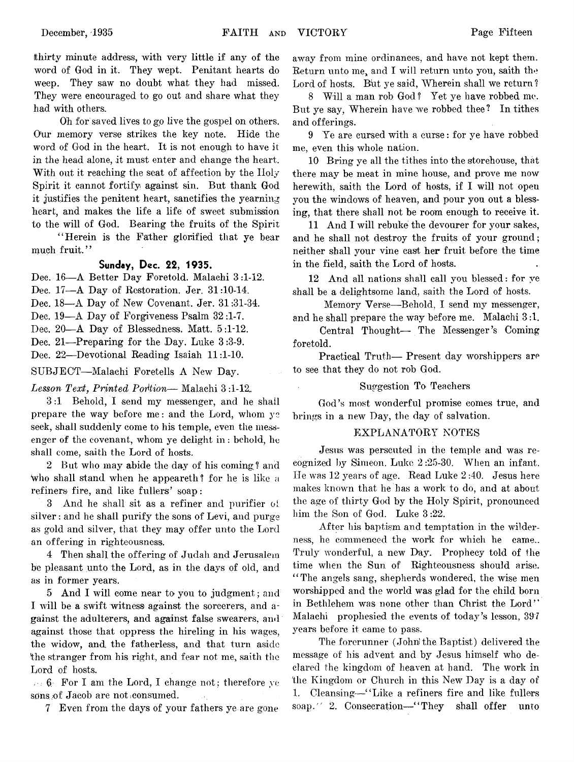thirty minute address, with very little if any of the word of God in it. They wept. Penitant hearts do weep. They saw no doubt what they had missed. They were encouraged to go out and share what they had with others.

Oh for saved lives to go live the gospel on others. Our memory verse strikes the key note. Hide the word of God in the heart. It is not enough to have it in the head alone, it must enter and change the heart. With out it reaching the seat of affection by the Holy Spirit it cannot fortify against sin. But thank God it justifies the penitent heart, sanctifies the yearning heart, and makes the life a life of sweet submission to the will of God. Bearing the fruits of the Spirit

"Herein is the Father glorified that ye bear much fruit."

### Sunday, Dec. 22, 1935.

Dec. 16—A Better Day Foretold. Malachi 3:1-12.
Dec. 17—A Day of Restoration. Jer. 31:10-14.
Dec. 18—A Day of New Covenant. Jer. 31:31-34.
Dec. 19—A Day of Forgiveness Psalm 32:1-7.
Dec. 20—A Day of Blessedness. Matt. 5:1-12.
Dec. 21—Preparing for the Day. Luke 3:3-9.
Dec. 22—Devotional Reading Isaiah 11:1-10.

SUBJECT—Malachi Foretells A New Day.

*Lesson Text, Printed Portion*— Malachi 3:1-12.

3:1 Behold, I send my messenger, and he shall prepare the way before me: and the Lord, whom ye seek, shall suddenly come to his temple, even the messenger of the covenant, whom ye delight in: behold, he shall come, saith the Lord of hosts.

2 But who may abide the day of his coming? and who shall stand when he appeareth? for he is like a refiners fire, and like fullers' soap:

3 And he shall sit as a refiner and purifier of silver: and he shall purify the sons of Levi, and purge as gold and silver, that they may offer unto the Lord an offering in righteousness.

4 Then shall the offering of Judah and Jerusalem be pleasant unto the Lord, as in the days of old, and as in former years.

5 And I will come near to you to judgment; and I will be a swift witness against the sorcerers, and against the adulterers, and against false swearers, and against those that oppress the hireling in his wages, the widow, and the fatherless, and that turn aside the stranger from his right, and fear not me, saith the Lord of hosts.

6 For I am the Lord, I change not; therefore ye sons of Jacob are not consumed.

7 Even from the days of your fathers ye are gone away from mine ordinances, and have not kept them. Return unto me, and I will return unto you, saith the Lord of hosts. But ye said, Wherein shall we return?

8 Will a man rob God? Yet ye have robbed me. But ye say, Wherein have we robbed thee? In tithes and offerings.

9 Ye are cursed with a curse: for ye have robbed me, even this whole nation.

10 Bring ye all the tithes into the storehouse, that there may be meat in mine house, and prove me now herewith, saith the Lord of hosts, if I will not open you the windows of heaven, and pour you out a blessing, that there shall not be room enough to receive it.

11 And I will rebuke the devourer for your sakes, and he shall not destroy the fruits of your ground; neither shall your vine cast her fruit before the time in the field, saith the Lord of hosts.

12 And all nations shall call you blessed: for ye shall be a delightsome land, saith the Lord of hosts.

Memory Verse—Behold, I send my messenger, and he shall prepare the way before me. Malachi 3:1.

Central Thought— The Messenger's Coming foretold.

Practical Truth— Present day worshippers are to see that they do not rob God.

Suggestion To Teachers

God's most wonderful promise comes true, and brings in a new Day, the day of salvation.

EXPLANATORY NOTES

Jesus was perscuted in the temple and was recognized by Simeon. Luke 2:25-30. When an infant. He was 12 years of age. Read Luke 2:40. Jesus here makes known that he has a work to do, and at about the age of thirty God by the Holy Spirit, pronounced him the Son of God. Luke 3:22.

After his baptism and temptation in the wilderness, he commenced the work for which he came.. Truly wonderful, a new Day. Prophecy told of the time when the Sun of Righteousness should arise. "The angels sang, shepherds wondered, the wise men worshipped and the world was glad for the child born in Bethlehem was none other than Christ the Lord" Malachi prophesied the events of today's lesson, 397 years before it came to pass.

The forerunner (John the Baptist) delivered the message of his advent and by Jesus himself who declared the kingdom of heaven at hand. The work in the Kingdom or Church in this New Day is a day of 1. Cleansing—"Like a refiners fire and like fullers soap." 2. Consecration—"They shall offer unto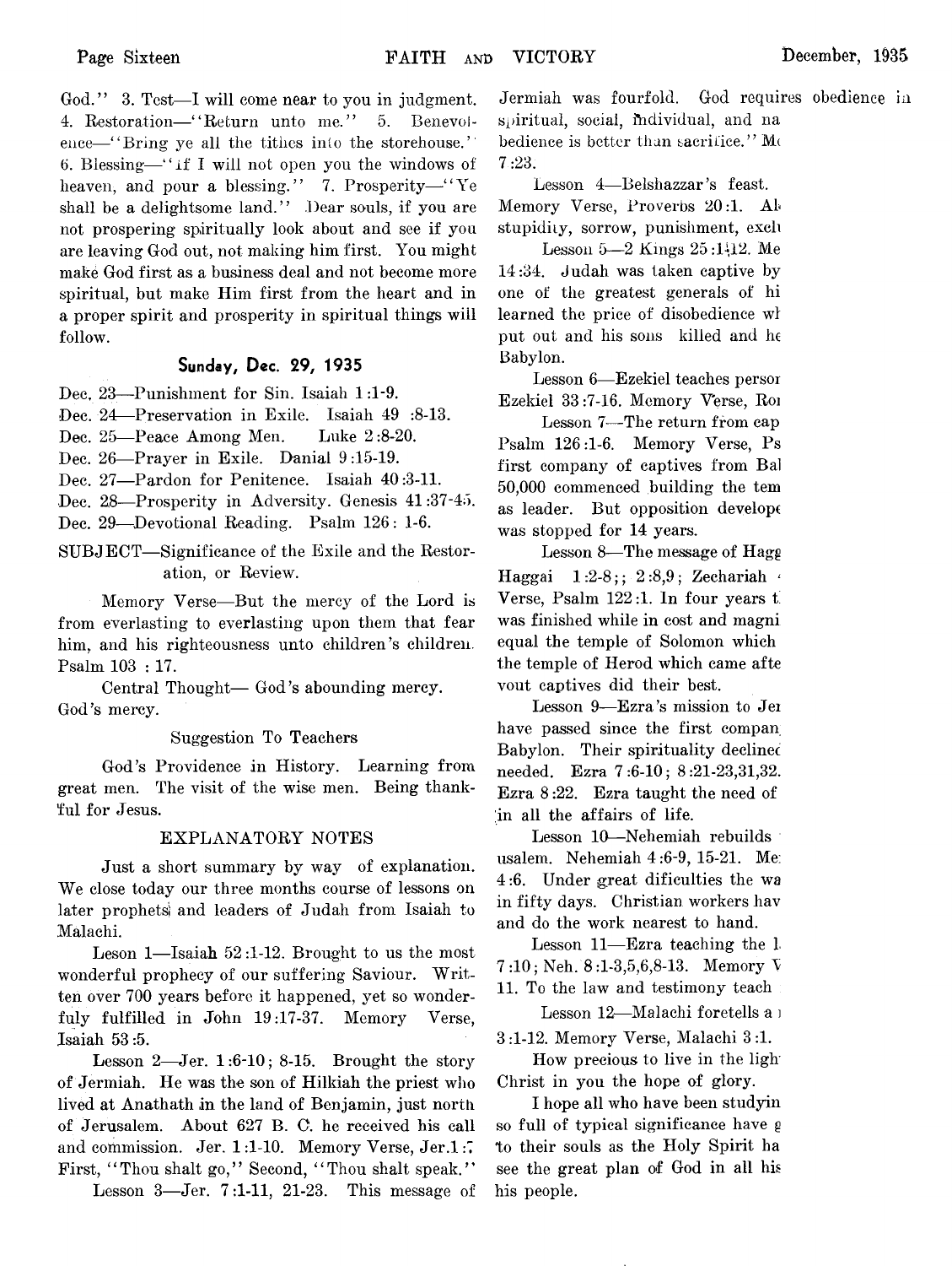God." 3. Test—I will come near to you in judgment. 4. Restoration—"Return unto me." 5. Benevolence—"Bring ye all the tithes into the storehouse." 6. Blessing—"If I will not open you the windows of heaven, and pour a blessing." 7. Prosperity—"Ye shall be a delightsome land." Dear souls, if you are not prospering spiritually look about and see if you are leaving God out, not making him first. You might make God first as a business deal and not become more spiritual, but make Him first from the heart and in a proper spirit and prosperity in spiritual things will follow.

### Sunday, Dec. 29, 1935

Dec. 23—Punishment for Sin. Isaiah 1:1-9.
Dec. 24—Preservation in Exile. Isaiah 49 :8-13.
Dec. 25—Peace Among Men. Luke 2:8-20.
Dec. 26—Prayer in Exile. Danial 9:15-19.
Dec. 27—Pardon for Penitence. Isaiah 40:3-11.
Dec. 28—Prosperity in Adversity. Genesis 41:37-45.
Dec. 29—Devotional Reading. Psalm 126: 1-6.

SUBJECT—Significance of the Exile and the Restoration, or Review.

Memory Verse—But the mercy of the Lord is from everlasting to everlasting upon them that fear him, and his righteousness unto children's children. Psalm 103 : 17.

Central Thought— God's abounding mercy. God's mercy.

Suggestion To Teachers

God's Providence in History. Learning from great men. The visit of the wise men. Being thankful for Jesus.

EXPLANATORY NOTES

Just a short summary by way of explanation. We close today our three months course of lessons on later prophets and leaders of Judah from Isaiah to Malachi.

Leson 1—Isaiah 52:1-12. Brought to us the most wonderful prophecy of our suffering Saviour. Written over 700 years before it happened, yet so wonderfuly fulfilled in John 19:17-37. Memory Verse, Isaiah 53:5.

Lesson 2—Jer. 1:6-10; 8-15. Brought the story of Jermiah. He was the son of Hilkiah the priest who lived at Anathath in the land of Benjamin, just north of Jerusalem. About 627 B. C. he received his call and commission. Jer. 1:1-10. Memory Verse, Jer.1:7 First, "Thou shalt go," Second, "Thou shalt speak."

Lesson 3—Jer. 7:1-11, 21-23. This message of Jermiah was fourfold. God requires obedience in spiritual, social, individual, and na bedience is better than sacrifice." M 7:23.

Lesson 4—Belshazzar's feast. Memory Verse, Proverbs 20:1. Al stupidity, sorrow, punishment, exch

Lesson 5—2 Kings 25:1-12. Me 14:34. Judah was taken captive by one of the greatest generals of hi learned the price of disobedience wh put out and his sons killed and he Babylon.

Lesson 6—Ezekiel teaches persor Ezekiel 33:7-16. Memory Verse, Ro

Lesson 7—The return from cap Psalm 126:1-6. Memory Verse, Ps first company of captives from Bal 50,000 commenced building the tem as leader. But opposition develope was stopped for 14 years.

Lesson 8—The message of Hagg Haggai 1:2-8;; 2:8,9; Zechariah Verse, Psalm 122:1. In four years t was finished while in cost and magni equal the temple of Solomon which the temple of Herod which came afte vout captives did their best.

Lesson 9—Ezra's mission to Je have passed since the first compan Babylon. Their spirituality declined needed. Ezra 7:6-10; 8:21-23,31,32. Ezra 8:22. Ezra taught the need of in all the affairs of life.

Lesson 10—Nehemiah rebuilds usalem. Nehemiah 4:6-9, 15-21. Me 4:6. Under great dificulties the wa in fifty days. Christian workers hav and do the work nearest to hand.

Lesson 11—Ezra teaching the l 7:10; Neh. 8:1-3,5,6,8-13. Memory V 11. To the law and testimony teach

Lesson 12—Malachi foretells a 3:1-12. Memory Verse, Malachi 3:1.

How precious to live in the ligh Christ in you the hope of glory.

I hope all who have been studyin so full of typical significance have g to their souls as the Holy Spirit ha see the great plan of God in all his his people.